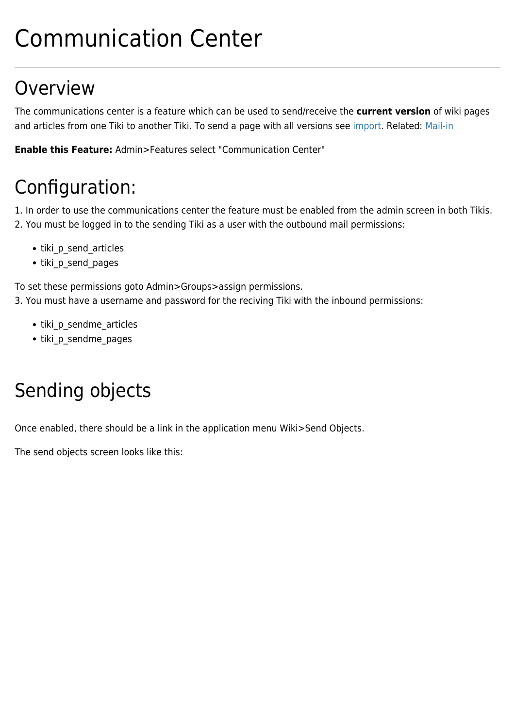# Communication Center

## Overview

The communications center is a feature which can be used to send/receive the **current version** of wiki pages and articles from one Tiki to another Tiki. To send a page with all versions see import. Related: Mail-in

**Enable this Feature:** Admin>Features select "Communication Center"

## Configuration:

1. In order to use the communications center the feature must be enabled from the admin screen in both Tikis.
2. You must be logged in to the sending Tiki as a user with the outbound mail permissions:

- tiki_p_send_articles
- tiki_p_send_pages

To set these permissions goto Admin>Groups>assign permissions.
3. You must have a username and password for the reciving Tiki with the inbound permissions:

- tiki_p_sendme_articles
- tiki_p_sendme_pages

## Sending objects

Once enabled, there should be a link in the application menu Wiki>Send Objects.

The send objects screen looks like this: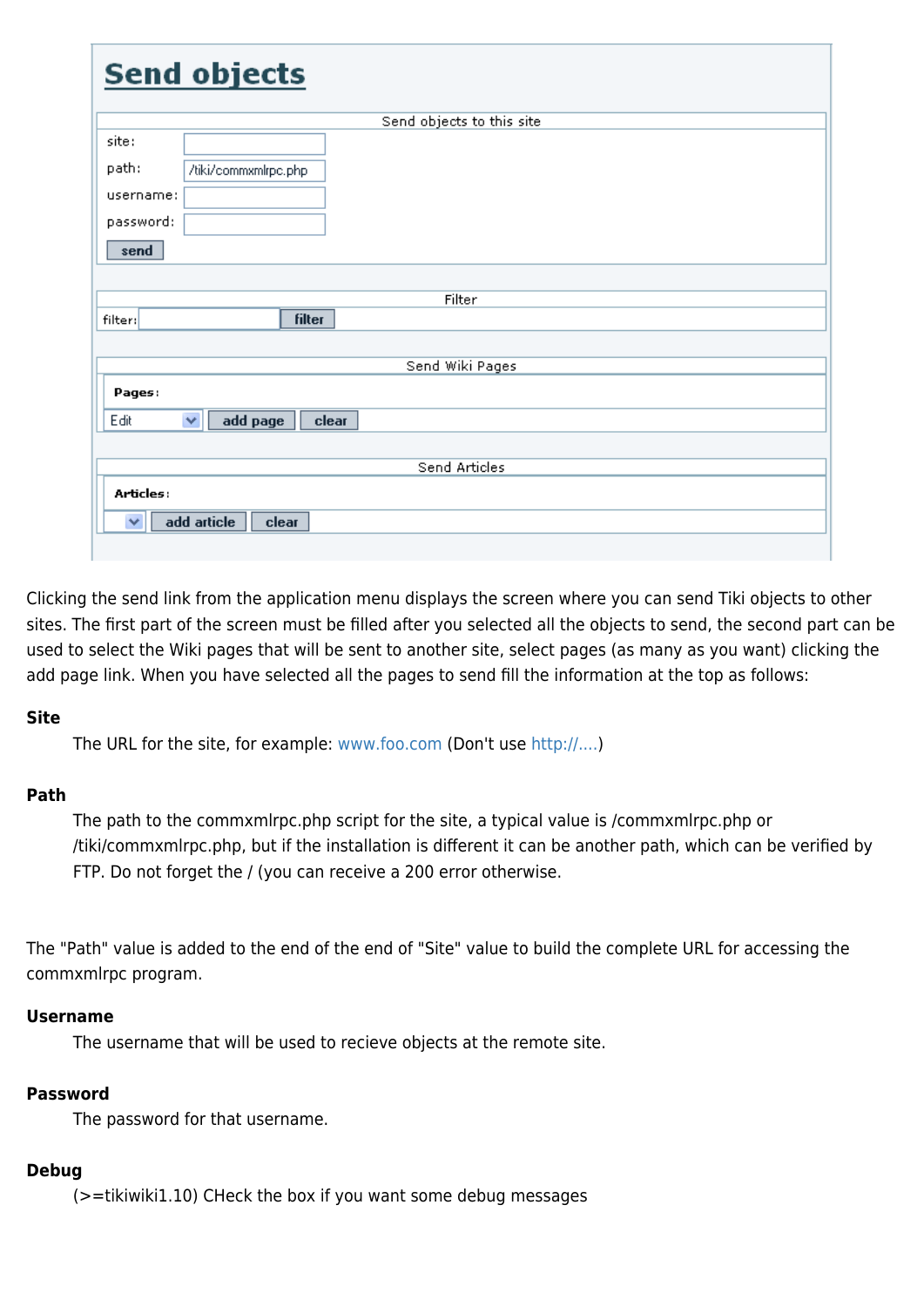# Send objects

Send objects to this site

site:

path: /tiki/commxmlrpc.php

username:

password:

send

Filter

filter: filter

Send Wiki Pages

**Pages:**

Edit add page clear

Send Articles

**Articles:**

add article clear

Clicking the send link from the application menu displays the screen where you can send Tiki objects to other sites. The first part of the screen must be filled after you selected all the objects to send, the second part can be used to select the Wiki pages that will be sent to another site, select pages (as many as you want) clicking the add page link. When you have selected all the pages to send fill the information at the top as follows:

**Site**

The URL for the site, for example: www.foo.com (Don't use http://....)

**Path**

The path to the commxmlrpc.php script for the site, a typical value is /commxmlrpc.php or /tiki/commxmlrpc.php, but if the installation is different it can be another path, which can be verified by FTP. Do not forget the / (you can receive a 200 error otherwise.

The "Path" value is added to the end of the end of "Site" value to build the complete URL for accessing the commxmlrpc program.

**Username**

The username that will be used to recieve objects at the remote site.

**Password**

The password for that username.

**Debug**

(>=tikiwiki1.10) CHeck the box if you want some debug messages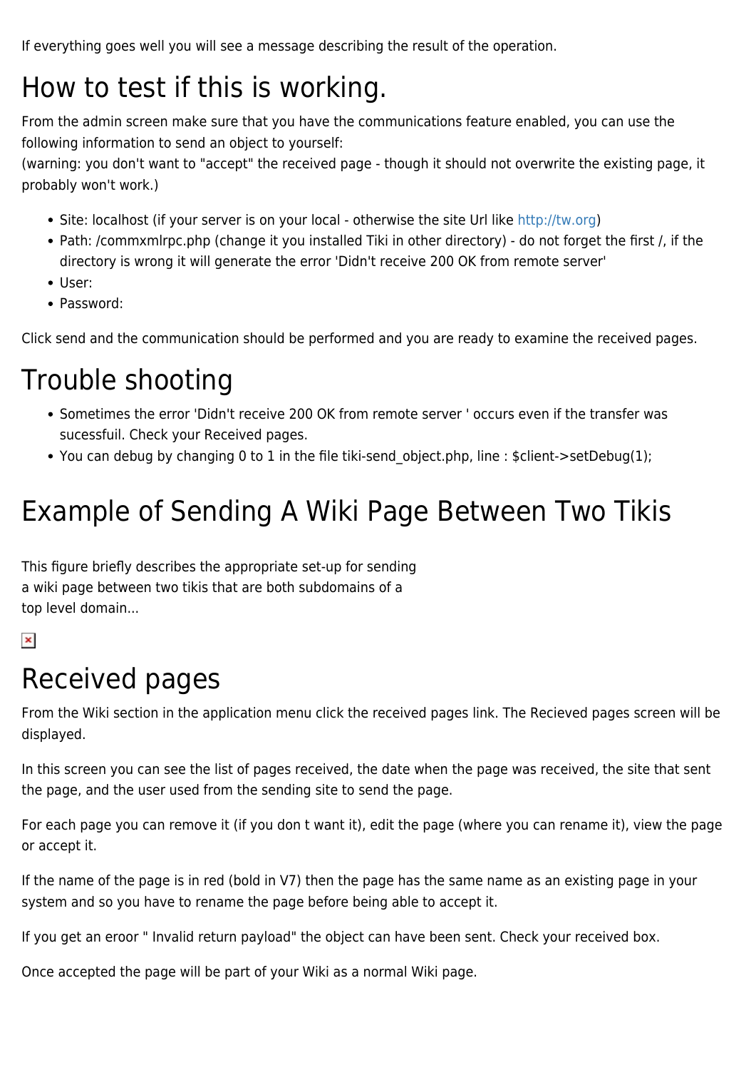If everything goes well you will see a message describing the result of the operation.

# How to test if this is working.

From the admin screen make sure that you have the communications feature enabled, you can use the following information to send an object to yourself:
(warning: you don't want to "accept" the received page - though it should not overwrite the existing page, it probably won't work.)

- Site: localhost (if your server is on your local - otherwise the site Url like http://tw.org)
- Path: /commxmlrpc.php (change it you installed Tiki in other directory) - do not forget the first /, if the directory is wrong it will generate the error 'Didn't receive 200 OK from remote server'
- User:
- Password:

Click send and the communication should be performed and you are ready to examine the received pages.

# Trouble shooting

- Sometimes the error 'Didn't receive 200 OK from remote server ' occurs even if the transfer was sucessfuil. Check your Received pages.
- You can debug by changing 0 to 1 in the file tiki-send_object.php, line : $client->setDebug(1);

# Example of Sending A Wiki Page Between Two Tikis

This figure briefly describes the appropriate set-up for sending a wiki page between two tikis that are both subdomains of a top level domain...

# Received pages

From the Wiki section in the application menu click the received pages link. The Recieved pages screen will be displayed.

In this screen you can see the list of pages received, the date when the page was received, the site that sent the page, and the user used from the sending site to send the page.

For each page you can remove it (if you don t want it), edit the page (where you can rename it), view the page or accept it.

If the name of the page is in red (bold in V7) then the page has the same name as an existing page in your system and so you have to rename the page before being able to accept it.

If you get an eroor " Invalid return payload" the object can have been sent. Check your received box.

Once accepted the page will be part of your Wiki as a normal Wiki page.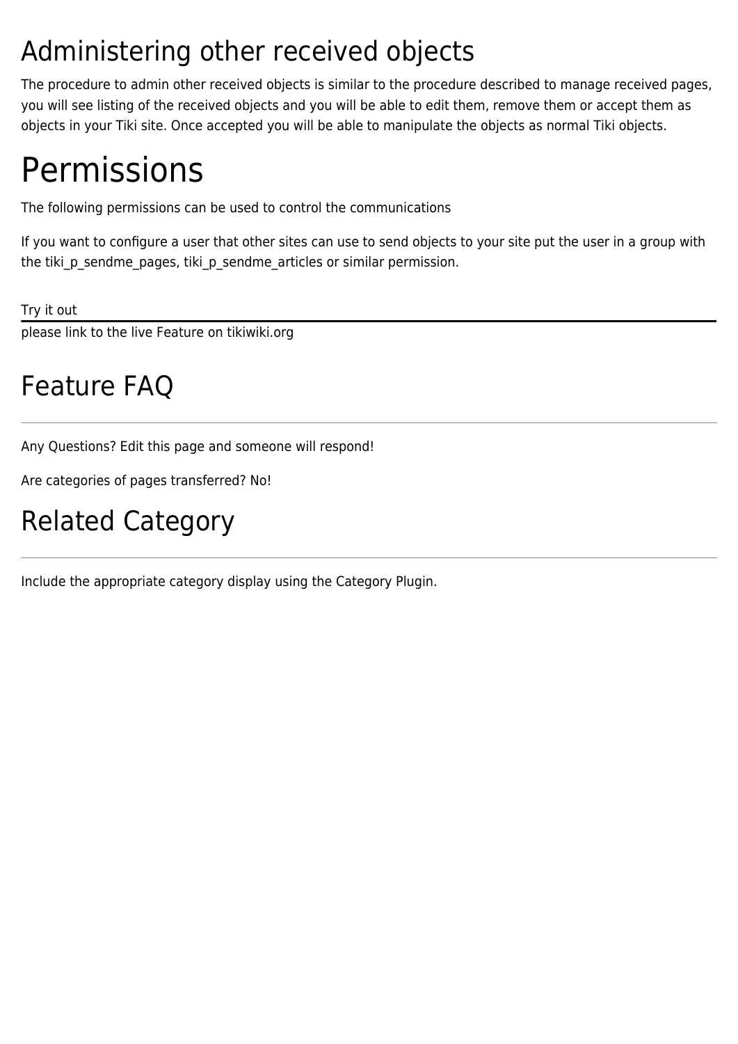## Administering other received objects

The procedure to admin other received objects is similar to the procedure described to manage received pages, you will see listing of the received objects and you will be able to edit them, remove them or accept them as objects in your Tiki site. Once accepted you will be able to manipulate the objects as normal Tiki objects.

# Permissions

The following permissions can be used to control the communications

If you want to configure a user that other sites can use to send objects to your site put the user in a group with the tiki_p_sendme_pages, tiki_p_sendme_articles or similar permission.

Try it out

please link to the live Feature on tikiwiki.org

## Feature FAQ

Any Questions? Edit this page and someone will respond!

Are categories of pages transferred? No!

## Related Category

Include the appropriate category display using the Category Plugin.